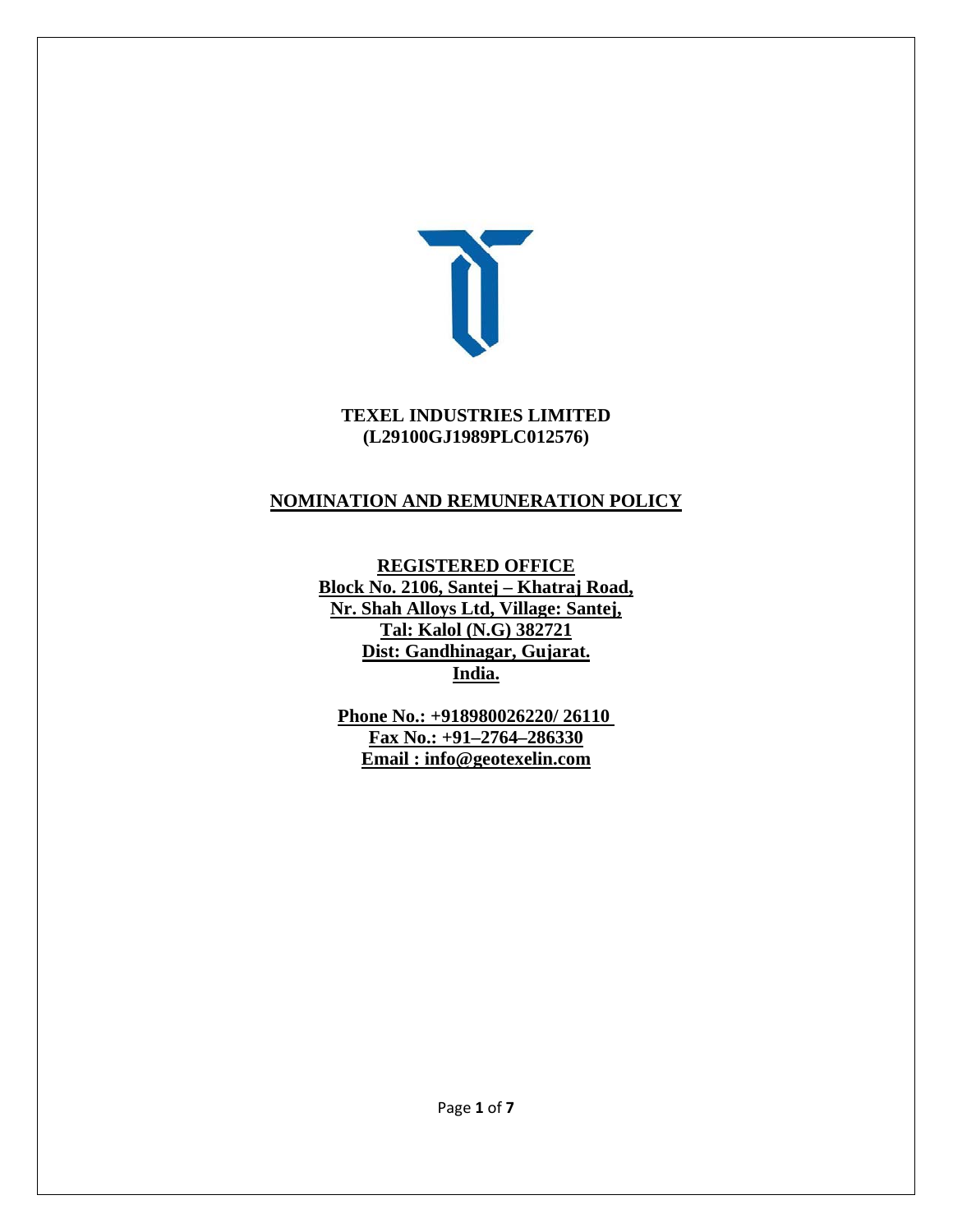**TEXEL INDUSTRIES LIMITED**
**(L29100GJ1989PLC012576)**

# NOMINATION AND REMUNERATION POLICY

**REGISTERED OFFICE**
**Block No. 2106, Santej – Khatraj Road,**
**Nr. Shah Alloys Ltd, Village: Santej,**
**Tal: Kalol (N.G) 382721**
**Dist: Gandhinagar, Gujarat.**
**India.**

**Phone No.: +918980026220/ 26110**
**Fax No.: +91–2764–286330**
**Email : info@geotexelin.com**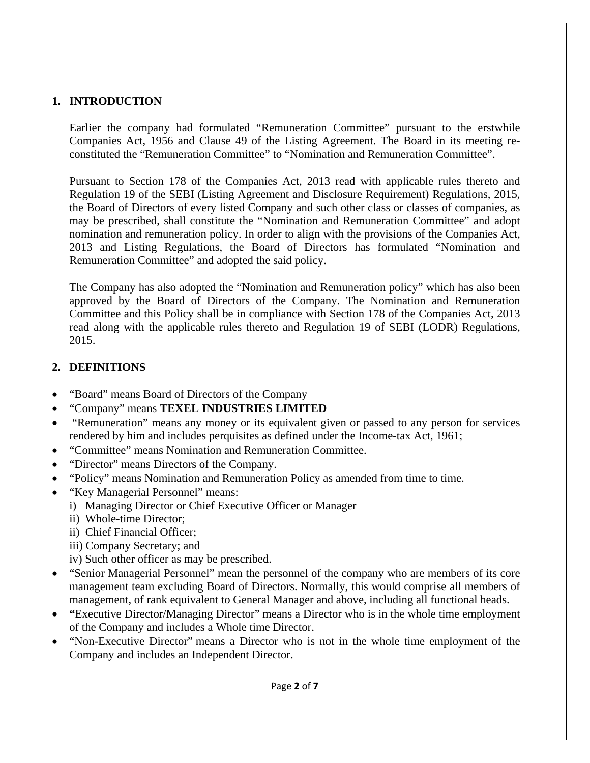## 1. INTRODUCTION

Earlier the company had formulated "Remuneration Committee" pursuant to the erstwhile Companies Act, 1956 and Clause 49 of the Listing Agreement. The Board in its meeting re-constituted the "Remuneration Committee" to "Nomination and Remuneration Committee".

Pursuant to Section 178 of the Companies Act, 2013 read with applicable rules thereto and Regulation 19 of the SEBI (Listing Agreement and Disclosure Requirement) Regulations, 2015, the Board of Directors of every listed Company and such other class or classes of companies, as may be prescribed, shall constitute the "Nomination and Remuneration Committee" and adopt nomination and remuneration policy. In order to align with the provisions of the Companies Act, 2013 and Listing Regulations, the Board of Directors has formulated "Nomination and Remuneration Committee" and adopted the said policy.

The Company has also adopted the "Nomination and Remuneration policy" which has also been approved by the Board of Directors of the Company. The Nomination and Remuneration Committee and this Policy shall be in compliance with Section 178 of the Companies Act, 2013 read along with the applicable rules thereto and Regulation 19 of SEBI (LODR) Regulations, 2015.

## 2. DEFINITIONS

- "Board" means Board of Directors of the Company
- "Company" means **TEXEL INDUSTRIES LIMITED**
- "Remuneration" means any money or its equivalent given or passed to any person for services rendered by him and includes perquisites as defined under the Income-tax Act, 1961;
- "Committee" means Nomination and Remuneration Committee.
- "Director" means Directors of the Company.
- "Policy" means Nomination and Remuneration Policy as amended from time to time.
- "Key Managerial Personnel" means:
  i) Managing Director or Chief Executive Officer or Manager
  ii) Whole-time Director;
  ii) Chief Financial Officer;
  iii) Company Secretary; and
  iv) Such other officer as may be prescribed.
- "Senior Managerial Personnel" mean the personnel of the company who are members of its core management team excluding Board of Directors. Normally, this would comprise all members of management, of rank equivalent to General Manager and above, including all functional heads.
- **"**Executive Director/Managing Director" means a Director who is in the whole time employment of the Company and includes a Whole time Director.
- "Non-Executive Director" means a Director who is not in the whole time employment of the Company and includes an Independent Director.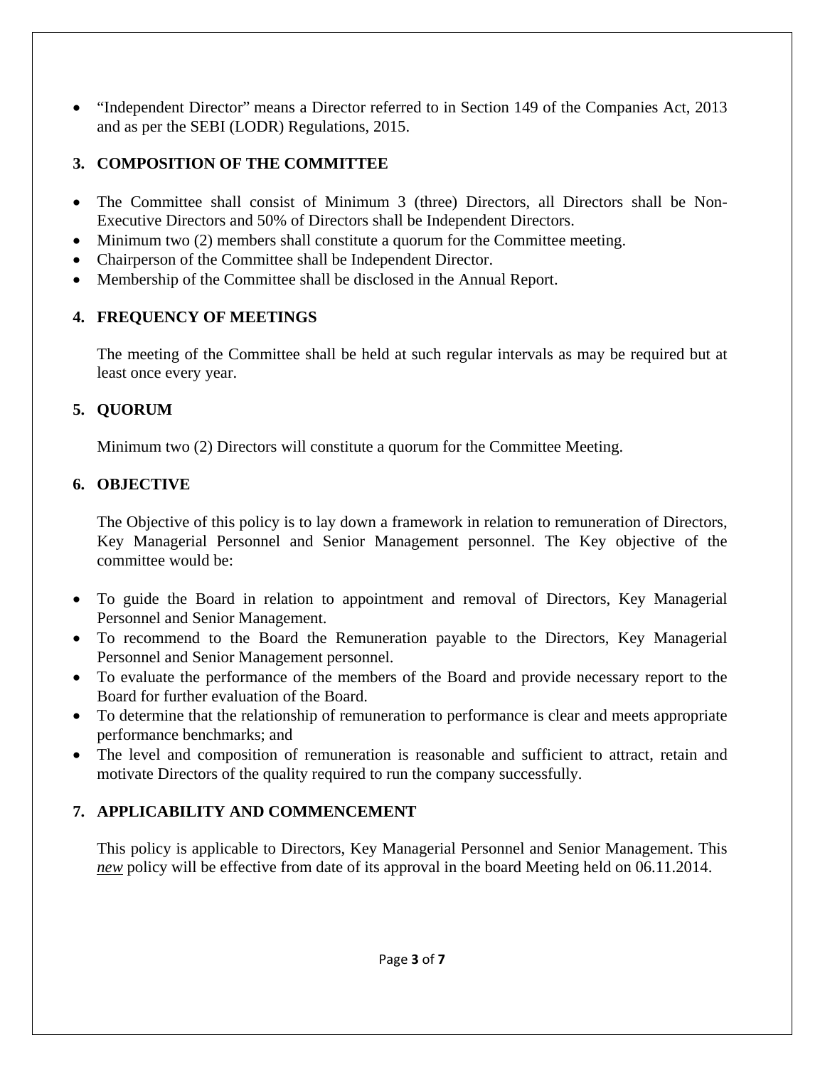- "Independent Director" means a Director referred to in Section 149 of the Companies Act, 2013 and as per the SEBI (LODR) Regulations, 2015.

## 3. COMPOSITION OF THE COMMITTEE

- The Committee shall consist of Minimum 3 (three) Directors, all Directors shall be Non-Executive Directors and 50% of Directors shall be Independent Directors.
- Minimum two (2) members shall constitute a quorum for the Committee meeting.
- Chairperson of the Committee shall be Independent Director.
- Membership of the Committee shall be disclosed in the Annual Report.

## 4. FREQUENCY OF MEETINGS

The meeting of the Committee shall be held at such regular intervals as may be required but at least once every year.

## 5. QUORUM

Minimum two (2) Directors will constitute a quorum for the Committee Meeting.

## 6. OBJECTIVE

The Objective of this policy is to lay down a framework in relation to remuneration of Directors, Key Managerial Personnel and Senior Management personnel. The Key objective of the committee would be:

- To guide the Board in relation to appointment and removal of Directors, Key Managerial Personnel and Senior Management.
- To recommend to the Board the Remuneration payable to the Directors, Key Managerial Personnel and Senior Management personnel.
- To evaluate the performance of the members of the Board and provide necessary report to the Board for further evaluation of the Board.
- To determine that the relationship of remuneration to performance is clear and meets appropriate performance benchmarks; and
- The level and composition of remuneration is reasonable and sufficient to attract, retain and motivate Directors of the quality required to run the company successfully.

## 7. APPLICABILITY AND COMMENCEMENT

This policy is applicable to Directors, Key Managerial Personnel and Senior Management. This ***new*** policy will be effective from date of its approval in the board Meeting held on 06.11.2014.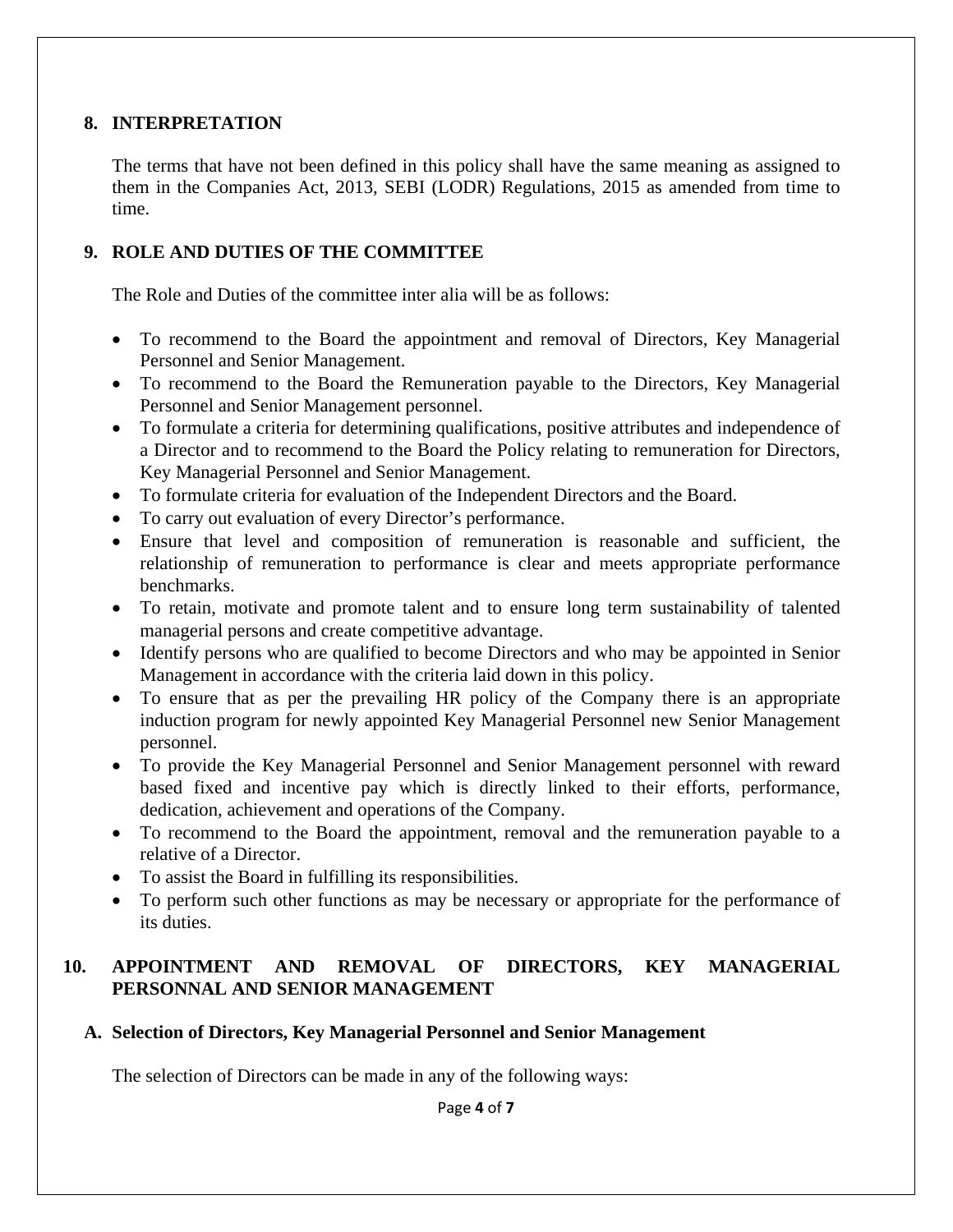## 8. INTERPRETATION

The terms that have not been defined in this policy shall have the same meaning as assigned to them in the Companies Act, 2013, SEBI (LODR) Regulations, 2015 as amended from time to time.

## 9. ROLE AND DUTIES OF THE COMMITTEE

The Role and Duties of the committee inter alia will be as follows:

- To recommend to the Board the appointment and removal of Directors, Key Managerial Personnel and Senior Management.
- To recommend to the Board the Remuneration payable to the Directors, Key Managerial Personnel and Senior Management personnel.
- To formulate a criteria for determining qualifications, positive attributes and independence of a Director and to recommend to the Board the Policy relating to remuneration for Directors, Key Managerial Personnel and Senior Management.
- To formulate criteria for evaluation of the Independent Directors and the Board.
- To carry out evaluation of every Director's performance.
- Ensure that level and composition of remuneration is reasonable and sufficient, the relationship of remuneration to performance is clear and meets appropriate performance benchmarks.
- To retain, motivate and promote talent and to ensure long term sustainability of talented managerial persons and create competitive advantage.
- Identify persons who are qualified to become Directors and who may be appointed in Senior Management in accordance with the criteria laid down in this policy.
- To ensure that as per the prevailing HR policy of the Company there is an appropriate induction program for newly appointed Key Managerial Personnel new Senior Management personnel.
- To provide the Key Managerial Personnel and Senior Management personnel with reward based fixed and incentive pay which is directly linked to their efforts, performance, dedication, achievement and operations of the Company.
- To recommend to the Board the appointment, removal and the remuneration payable to a relative of a Director.
- To assist the Board in fulfilling its responsibilities.
- To perform such other functions as may be necessary or appropriate for the performance of its duties.

## 10. APPOINTMENT AND REMOVAL OF DIRECTORS, KEY MANAGERIAL PERSONNAL AND SENIOR MANAGEMENT

### A. Selection of Directors, Key Managerial Personnel and Senior Management

The selection of Directors can be made in any of the following ways: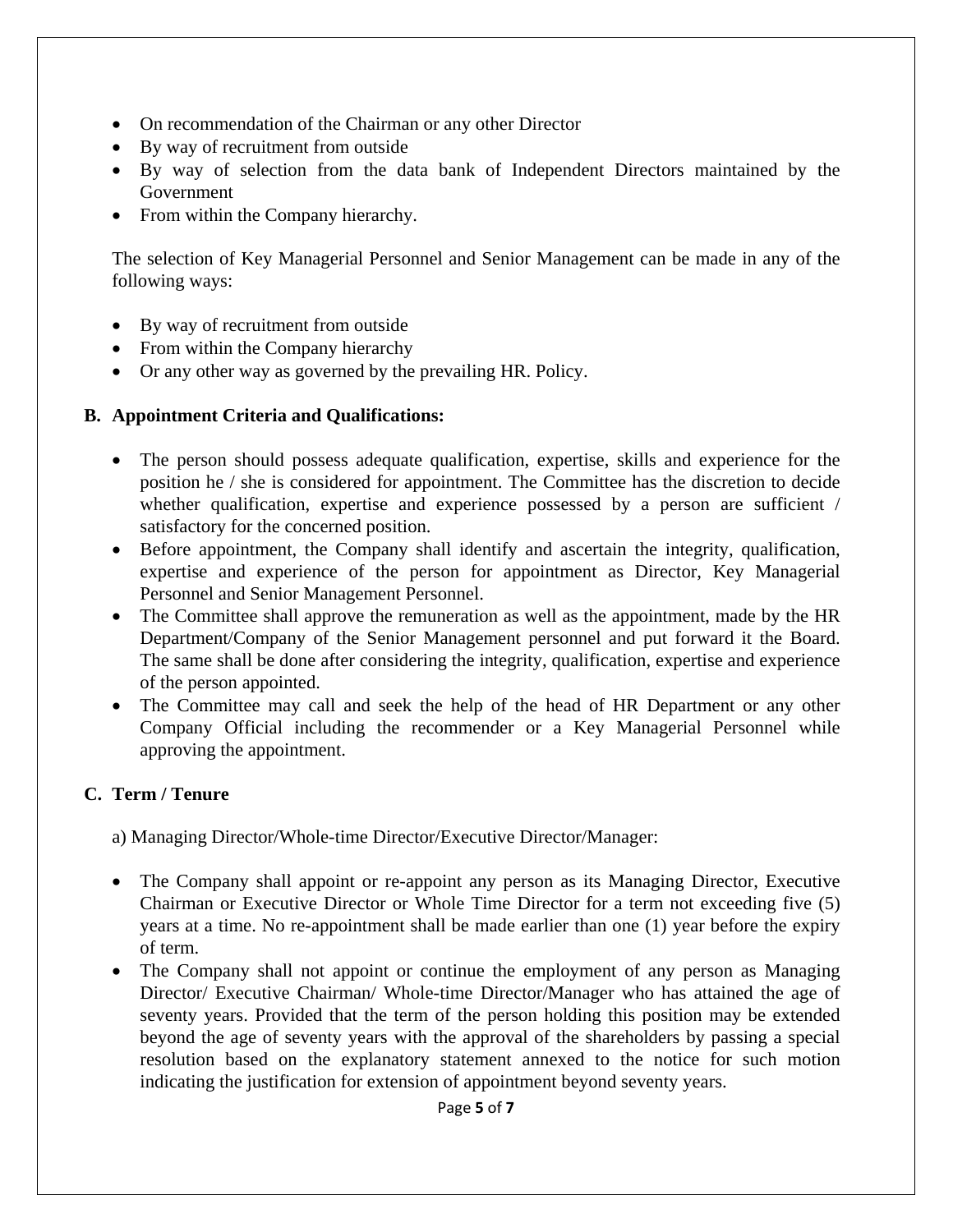- On recommendation of the Chairman or any other Director
- By way of recruitment from outside
- By way of selection from the data bank of Independent Directors maintained by the Government
- From within the Company hierarchy.

The selection of Key Managerial Personnel and Senior Management can be made in any of the following ways:

- By way of recruitment from outside
- From within the Company hierarchy
- Or any other way as governed by the prevailing HR. Policy.

**B. Appointment Criteria and Qualifications:**

- The person should possess adequate qualification, expertise, skills and experience for the position he / she is considered for appointment. The Committee has the discretion to decide whether qualification, expertise and experience possessed by a person are sufficient / satisfactory for the concerned position.
- Before appointment, the Company shall identify and ascertain the integrity, qualification, expertise and experience of the person for appointment as Director, Key Managerial Personnel and Senior Management Personnel.
- The Committee shall approve the remuneration as well as the appointment, made by the HR Department/Company of the Senior Management personnel and put forward it the Board. The same shall be done after considering the integrity, qualification, expertise and experience of the person appointed.
- The Committee may call and seek the help of the head of HR Department or any other Company Official including the recommender or a Key Managerial Personnel while approving the appointment.

**C. Term / Tenure**

a) Managing Director/Whole-time Director/Executive Director/Manager:

- The Company shall appoint or re-appoint any person as its Managing Director, Executive Chairman or Executive Director or Whole Time Director for a term not exceeding five (5) years at a time. No re-appointment shall be made earlier than one (1) year before the expiry of term.
- The Company shall not appoint or continue the employment of any person as Managing Director/ Executive Chairman/ Whole-time Director/Manager who has attained the age of seventy years. Provided that the term of the person holding this position may be extended beyond the age of seventy years with the approval of the shareholders by passing a special resolution based on the explanatory statement annexed to the notice for such motion indicating the justification for extension of appointment beyond seventy years.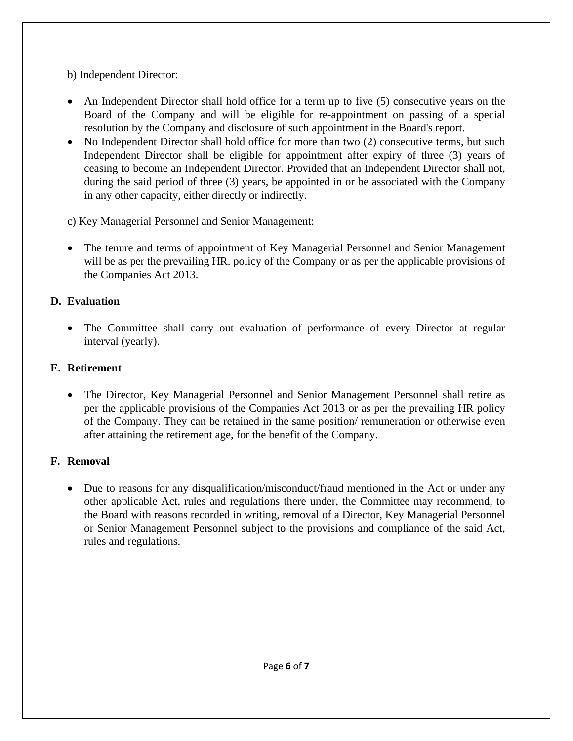b) Independent Director:

- An Independent Director shall hold office for a term up to five (5) consecutive years on the Board of the Company and will be eligible for re-appointment on passing of a special resolution by the Company and disclosure of such appointment in the Board's report.
- No Independent Director shall hold office for more than two (2) consecutive terms, but such Independent Director shall be eligible for appointment after expiry of three (3) years of ceasing to become an Independent Director. Provided that an Independent Director shall not, during the said period of three (3) years, be appointed in or be associated with the Company in any other capacity, either directly or indirectly.

c) Key Managerial Personnel and Senior Management:

- The tenure and terms of appointment of Key Managerial Personnel and Senior Management will be as per the prevailing HR. policy of the Company or as per the applicable provisions of the Companies Act 2013.

## D. Evaluation

- The Committee shall carry out evaluation of performance of every Director at regular interval (yearly).

## E. Retirement

- The Director, Key Managerial Personnel and Senior Management Personnel shall retire as per the applicable provisions of the Companies Act 2013 or as per the prevailing HR policy of the Company. They can be retained in the same position/ remuneration or otherwise even after attaining the retirement age, for the benefit of the Company.

## F. Removal

- Due to reasons for any disqualification/misconduct/fraud mentioned in the Act or under any other applicable Act, rules and regulations there under, the Committee may recommend, to the Board with reasons recorded in writing, removal of a Director, Key Managerial Personnel or Senior Management Personnel subject to the provisions and compliance of the said Act, rules and regulations.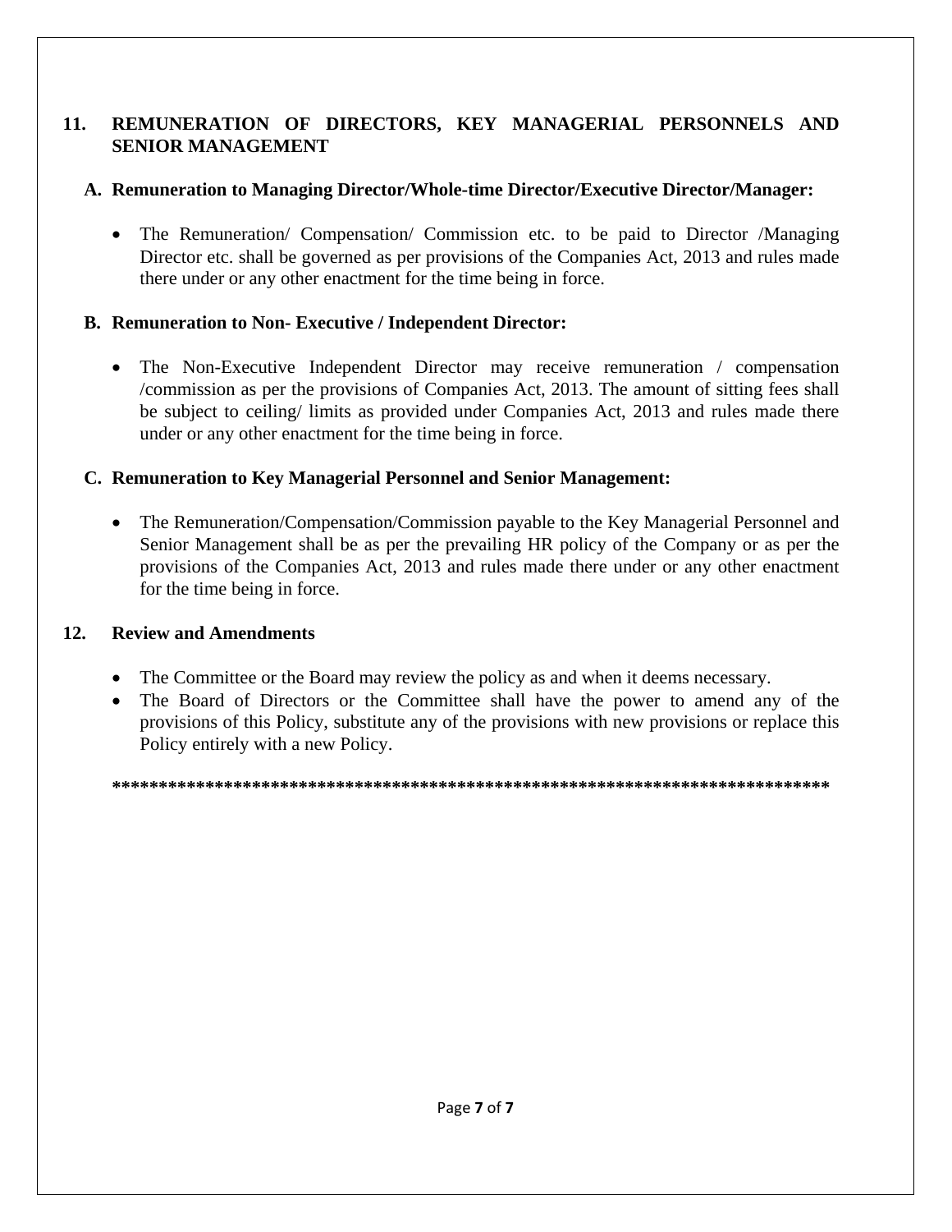## 11. REMUNERATION OF DIRECTORS, KEY MANAGERIAL PERSONNELS AND SENIOR MANAGEMENT

### A. Remuneration to Managing Director/Whole-time Director/Executive Director/Manager:

- The Remuneration/ Compensation/ Commission etc. to be paid to Director /Managing Director etc. shall be governed as per provisions of the Companies Act, 2013 and rules made there under or any other enactment for the time being in force.

### B. Remuneration to Non- Executive / Independent Director:

- The Non-Executive Independent Director may receive remuneration / compensation /commission as per the provisions of Companies Act, 2013. The amount of sitting fees shall be subject to ceiling/ limits as provided under Companies Act, 2013 and rules made there under or any other enactment for the time being in force.

### C. Remuneration to Key Managerial Personnel and Senior Management:

- The Remuneration/Compensation/Commission payable to the Key Managerial Personnel and Senior Management shall be as per the prevailing HR policy of the Company or as per the provisions of the Companies Act, 2013 and rules made there under or any other enactment for the time being in force.

## 12. Review and Amendments

- The Committee or the Board may review the policy as and when it deems necessary.
- The Board of Directors or the Committee shall have the power to amend any of the provisions of this Policy, substitute any of the provisions with new provisions or replace this Policy entirely with a new Policy.

**\*\*\*\*\*\*\*\*\*\*\*\*\*\*\*\*\*\*\*\*\*\*\*\*\*\*\*\*\*\*\*\*\*\*\*\*\*\*\*\*\*\*\*\*\*\*\*\*\*\*\*\*\*\*\*\*\*\*\*\*\*\*\*\*\*\*\*\*\*\*\*\*\*\*\*\*\*\*\***